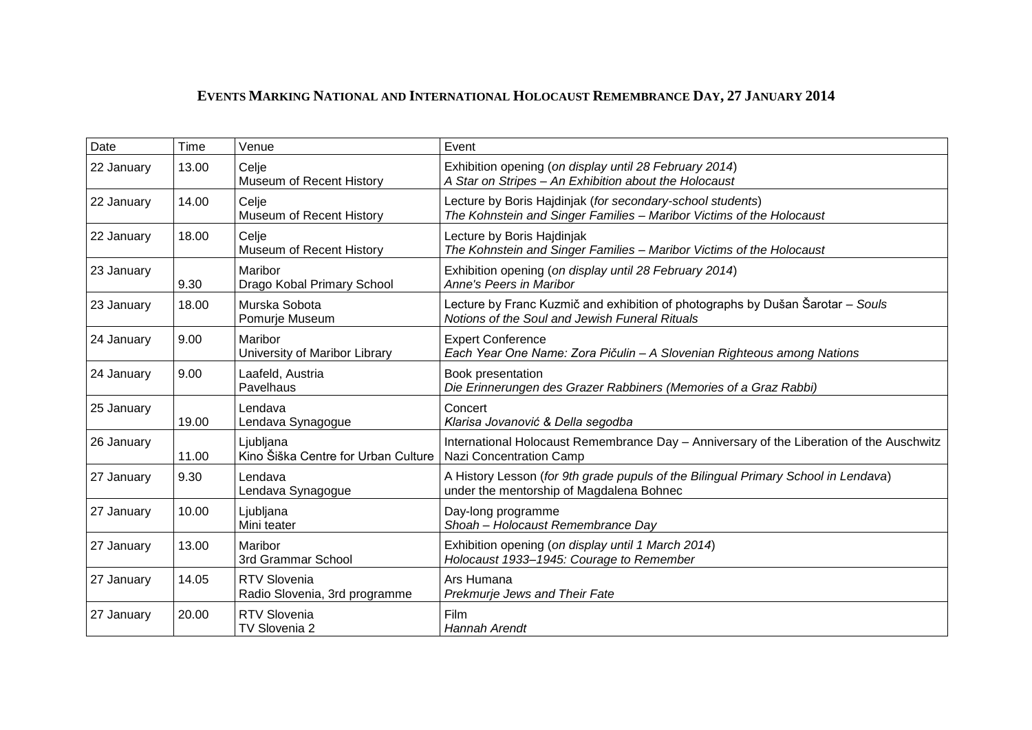# EVENTS MARKING NATIONAL AND INTERNATIONAL HOLOCAUST REMEMBRANCE DAY, 27 JANUARY 2014

| Date | Time | Venue | Event |
|---|---|---|---|
| 22 January | 13.00 | Celje<br>Museum of Recent History | Exhibition opening (*on display until 28 February 2014*)<br>*A Star on Stripes – An Exhibition about the Holocaust* |
| 22 January | 14.00 | Celje<br>Museum of Recent History | Lecture by Boris Hajdinjak (*for secondary-school students*)<br>*The Kohnstein and Singer Families – Maribor Victims of the Holocaust* |
| 22 January | 18.00 | Celje<br>Museum of Recent History | Lecture by Boris Hajdinjak<br>*The Kohnstein and Singer Families – Maribor Victims of the Holocaust* |
| 23 January | 9.30 | Maribor<br>Drago Kobal Primary School | Exhibition opening (*on display until 28 February 2014*)<br>*Anne's Peers in Maribor* |
| 23 January | 18.00 | Murska Sobota<br>Pomurje Museum | Lecture by Franc Kuzmič and exhibition of photographs by Dušan Šarotar – *Souls*<br>*Notions of the Soul and Jewish Funeral Rituals* |
| 24 January | 9.00 | Maribor<br>University of Maribor Library | Expert Conference<br>*Each Year One Name: Zora Pičulin – A Slovenian Righteous among Nations* |
| 24 January | 9.00 | Laafeld, Austria<br>Pavelhaus | Book presentation<br>*Die Erinnerungen des Grazer Rabbiners (Memories of a Graz Rabbi)* |
| 25 January | 19.00 | Lendava<br>Lendava Synagogue | Concert<br>*Klarisa Jovanović & Della segodba* |
| 26 January | 11.00 | Ljubljana<br>Kino Šiška Centre for Urban Culture | International Holocaust Remembrance Day – Anniversary of the Liberation of the Auschwitz Nazi Concentration Camp |
| 27 January | 9.30 | Lendava<br>Lendava Synagogue | A History Lesson (*for 9th grade pupuls of the Bilingual Primary School in Lendava*)<br>under the mentorship of Magdalena Bohnec |
| 27 January | 10.00 | Ljubljana<br>Mini teater | Day-long programme<br>*Shoah – Holocaust Remembrance Day* |
| 27 January | 13.00 | Maribor<br>3rd Grammar School | Exhibition opening (*on display until 1 March 2014*)<br>*Holocaust 1933–1945: Courage to Remember* |
| 27 January | 14.05 | RTV Slovenia<br>Radio Slovenia, 3rd programme | Ars Humana<br>*Prekmurje Jews and Their Fate* |
| 27 January | 20.00 | RTV Slovenia<br>TV Slovenia 2 | Film<br>*Hannah Arendt* |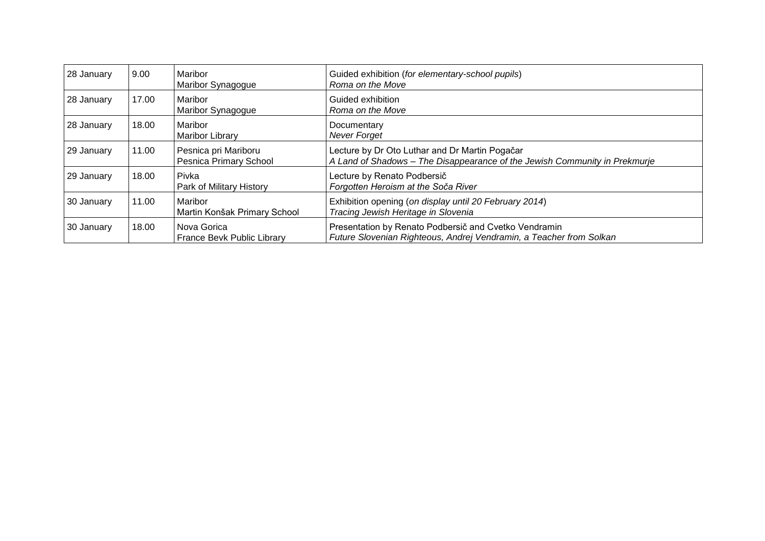| | | | |
|---|---|---|---|
| 28 January | 9.00 | Maribor<br>Maribor Synagogue | Guided exhibition (*for elementary-school pupils*)<br>*Roma on the Move* |
| 28 January | 17.00 | Maribor<br>Maribor Synagogue | Guided exhibition<br>*Roma on the Move* |
| 28 January | 18.00 | Maribor<br>Maribor Library | Documentary<br>*Never Forget* |
| 29 January | 11.00 | Pesnica pri Mariboru<br>Pesnica Primary School | Lecture by Dr Oto Luthar and Dr Martin Pogačar<br>*A Land of Shadows – The Disappearance of the Jewish Community in Prekmurje* |
| 29 January | 18.00 | Pivka<br>Park of Military History | Lecture by Renato Podbersič<br>*Forgotten Heroism at the Soča River* |
| 30 January | 11.00 | Maribor<br>Martin Konšak Primary School | Exhibition opening (*on display until 20 February 2014*)<br>*Tracing Jewish Heritage in Slovenia* |
| 30 January | 18.00 | Nova Gorica<br>France Bevk Public Library | Presentation by Renato Podbersič and Cvetko Vendramin<br>*Future Slovenian Righteous, Andrej Vendramin, a Teacher from Solkan* |